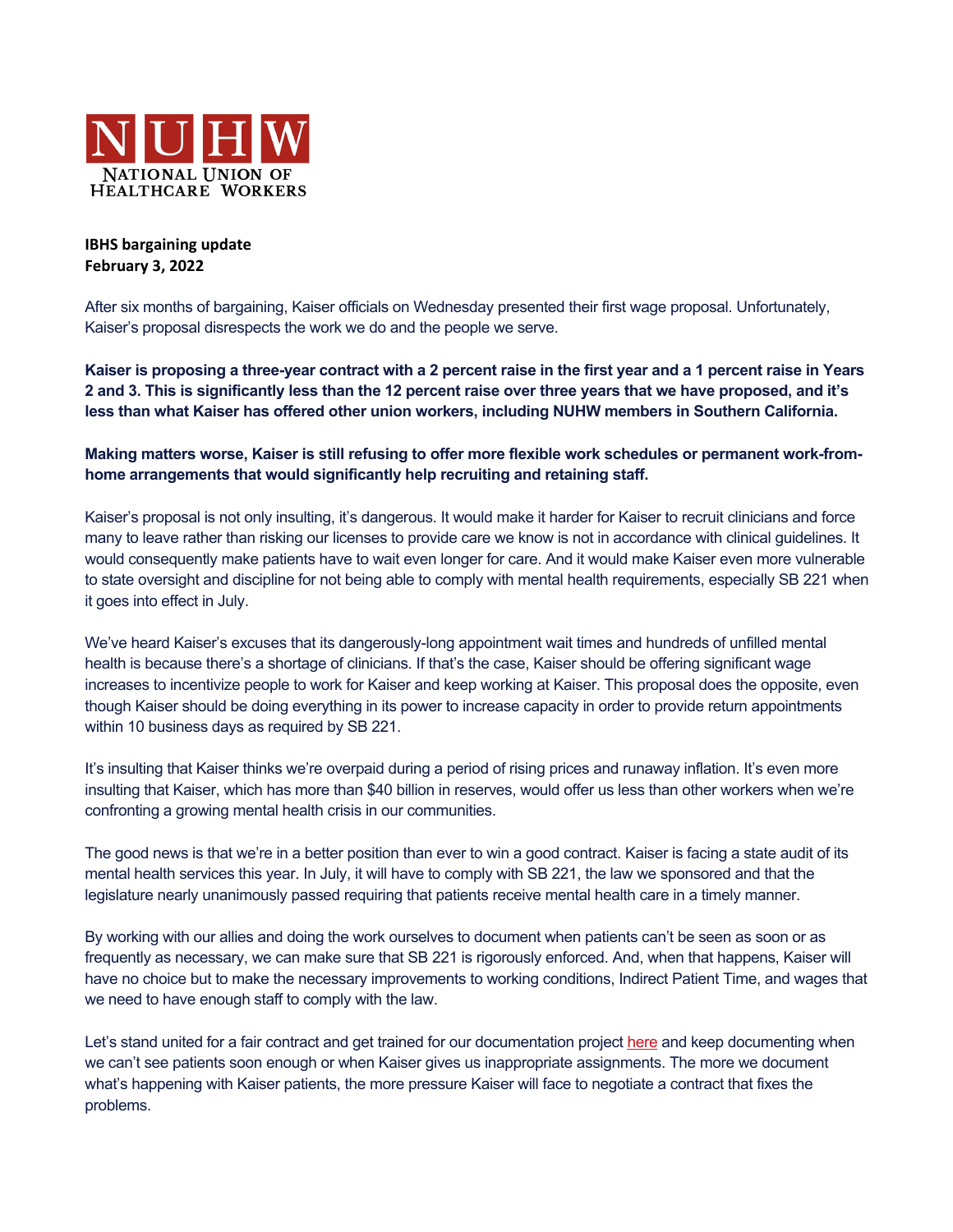NUHW
NATIONAL UNION OF HEALTHCARE WORKERS

**IBHS bargaining update**
**February 3, 2022**

After six months of bargaining, Kaiser officials on Wednesday presented their first wage proposal. Unfortunately, Kaiser's proposal disrespects the work we do and the people we serve.

**Kaiser is proposing a three-year contract with a 2 percent raise in the first year and a 1 percent raise in Years 2 and 3. This is significantly less than the 12 percent raise over three years that we have proposed, and it's less than what Kaiser has offered other union workers, including NUHW members in Southern California.**

**Making matters worse, Kaiser is still refusing to offer more flexible work schedules or permanent work-from-home arrangements that would significantly help recruiting and retaining staff.**

Kaiser's proposal is not only insulting, it's dangerous. It would make it harder for Kaiser to recruit clinicians and force many to leave rather than risking our licenses to provide care we know is not in accordance with clinical guidelines. It would consequently make patients have to wait even longer for care. And it would make Kaiser even more vulnerable to state oversight and discipline for not being able to comply with mental health requirements, especially SB 221 when it goes into effect in July.

We've heard Kaiser's excuses that its dangerously-long appointment wait times and hundreds of unfilled mental health is because there's a shortage of clinicians. If that's the case, Kaiser should be offering significant wage increases to incentivize people to work for Kaiser and keep working at Kaiser. This proposal does the opposite, even though Kaiser should be doing everything in its power to increase capacity in order to provide return appointments within 10 business days as required by SB 221.

It's insulting that Kaiser thinks we're overpaid during a period of rising prices and runaway inflation. It's even more insulting that Kaiser, which has more than $40 billion in reserves, would offer us less than other workers when we're confronting a growing mental health crisis in our communities.

The good news is that we're in a better position than ever to win a good contract. Kaiser is facing a state audit of its mental health services this year. In July, it will have to comply with SB 221, the law we sponsored and that the legislature nearly unanimously passed requiring that patients receive mental health care in a timely manner.

By working with our allies and doing the work ourselves to document when patients can't be seen as soon or as frequently as necessary, we can make sure that SB 221 is rigorously enforced. And, when that happens, Kaiser will have no choice but to make the necessary improvements to working conditions, Indirect Patient Time, and wages that we need to have enough staff to comply with the law.

Let's stand united for a fair contract and get trained for our documentation project here and keep documenting when we can't see patients soon enough or when Kaiser gives us inappropriate assignments. The more we document what's happening with Kaiser patients, the more pressure Kaiser will face to negotiate a contract that fixes the problems.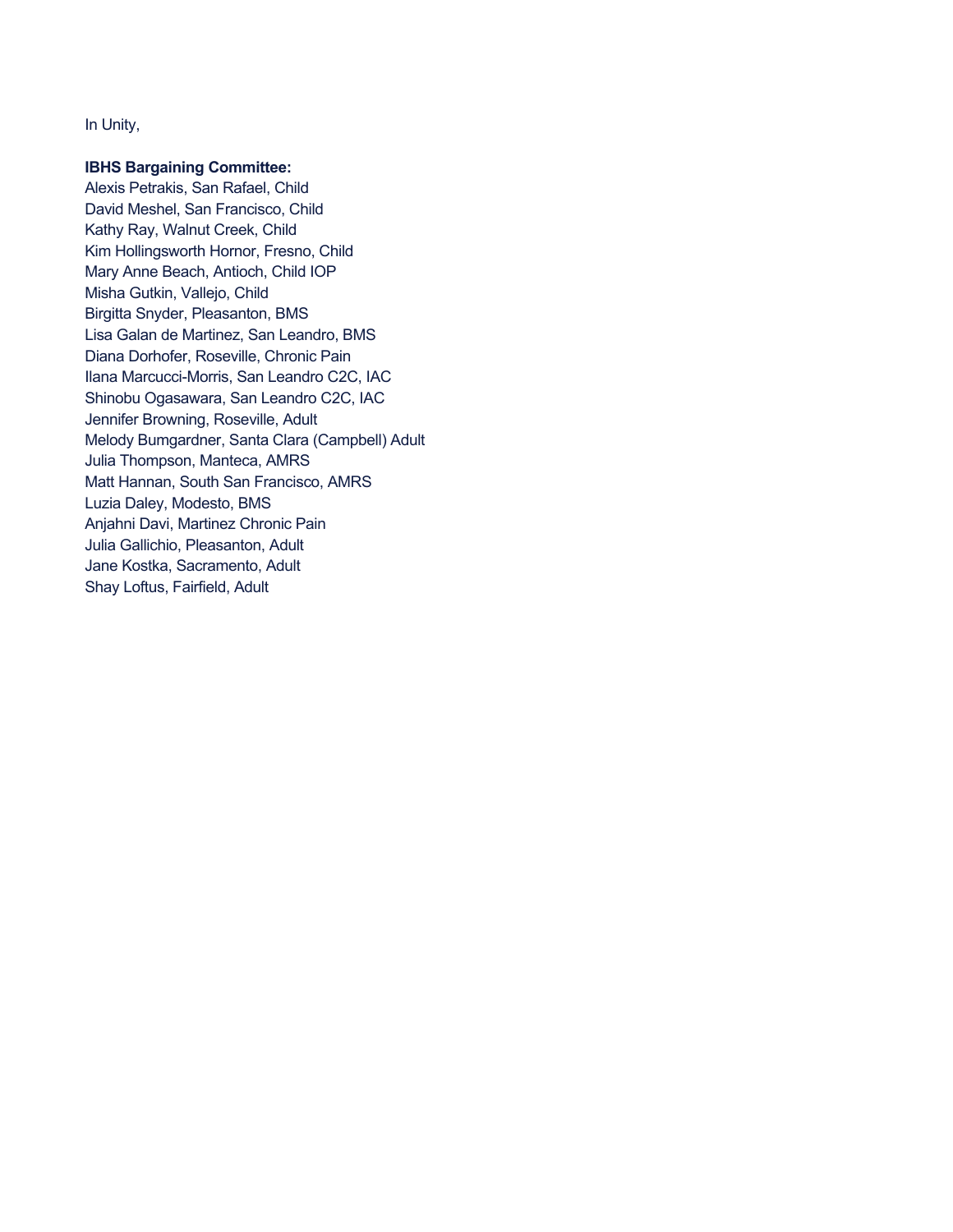In Unity,

**IBHS Bargaining Committee:**
Alexis Petrakis, San Rafael, Child
David Meshel, San Francisco, Child
Kathy Ray, Walnut Creek, Child
Kim Hollingsworth Hornor, Fresno, Child
Mary Anne Beach, Antioch, Child IOP
Misha Gutkin, Vallejo, Child
Birgitta Snyder, Pleasanton, BMS
Lisa Galan de Martinez, San Leandro, BMS
Diana Dorhofer, Roseville, Chronic Pain
Ilana Marcucci-Morris, San Leandro C2C, IAC
Shinobu Ogasawara, San Leandro C2C, IAC
Jennifer Browning, Roseville, Adult
Melody Bumgardner, Santa Clara (Campbell) Adult
Julia Thompson, Manteca, AMRS
Matt Hannan, South San Francisco, AMRS
Luzia Daley, Modesto, BMS
Anjahni Davi, Martinez Chronic Pain
Julia Gallichio, Pleasanton, Adult
Jane Kostka, Sacramento, Adult
Shay Loftus, Fairfield, Adult